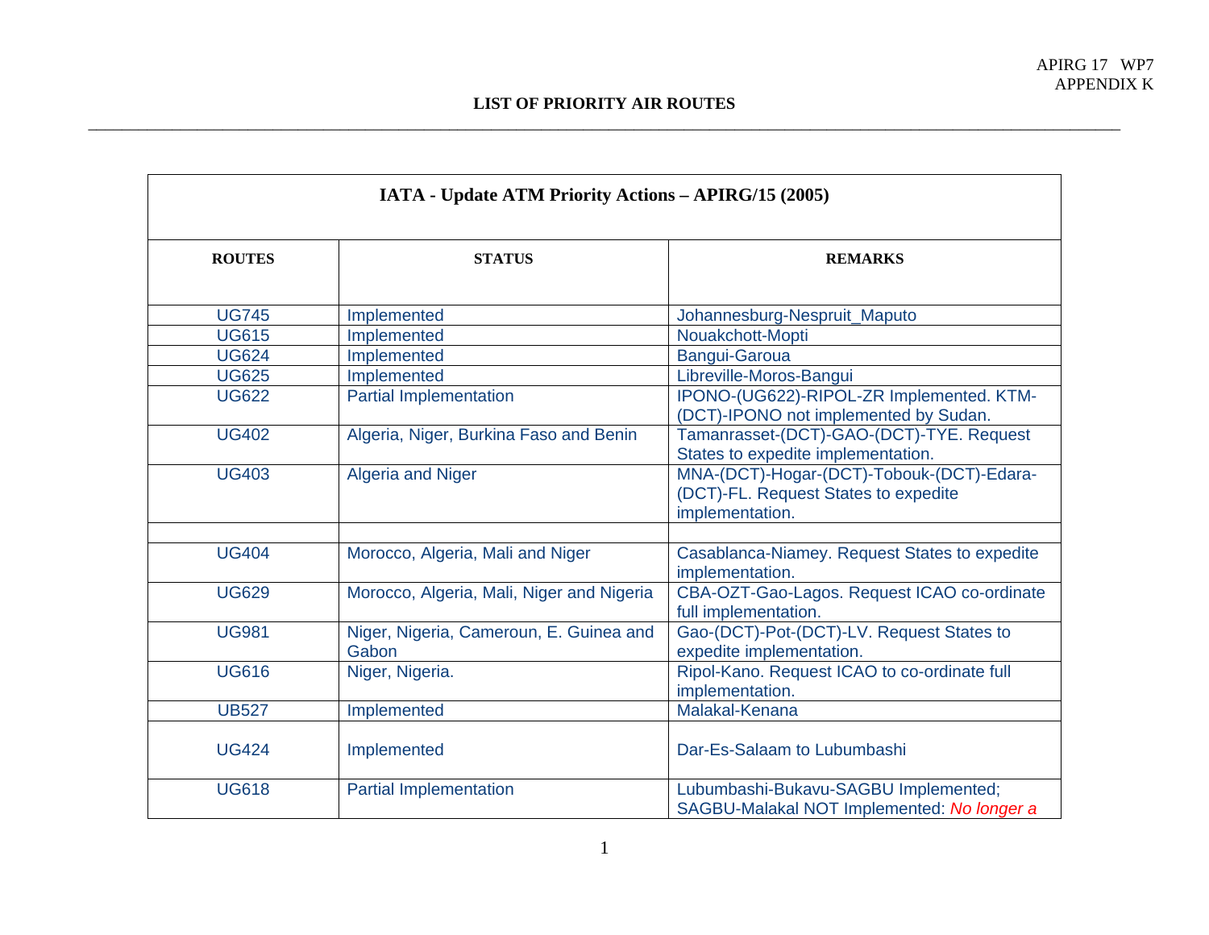APIRG 17 WP7
APPENDIX K

## LIST OF PRIORITY AIR ROUTES

| IATA - Update ATM Priority Actions – APIRG/15 (2005) | | |
|---|---|---|
| **ROUTES** | **STATUS** | **REMARKS** |
| UG745 | Implemented | Johannesburg-Nespruit_Maputo |
| UG615 | Implemented | Nouakchott-Mopti |
| UG624 | Implemented | Bangui-Garoua |
| UG625 | Implemented | Libreville-Moros-Bangui |
| UG622 | Partial Implementation | IPONO-(UG622)-RIPOL-ZR Implemented. KTM-(DCT)-IPONO not implemented by Sudan. |
| UG402 | Algeria, Niger, Burkina Faso and Benin | Tamanrasset-(DCT)-GAO-(DCT)-TYE. Request States to expedite implementation. |
| UG403 | Algeria and Niger | MNA-(DCT)-Hogar-(DCT)-Tobouk-(DCT)-Edara-(DCT)-FL. Request States to expedite implementation. |
| | | |
| UG404 | Morocco, Algeria, Mali and Niger | Casablanca-Niamey. Request States to expedite implementation. |
| UG629 | Morocco, Algeria, Mali, Niger and Nigeria | CBA-OZT-Gao-Lagos. Request ICAO co-ordinate full implementation. |
| UG981 | Niger, Nigeria, Cameroun, E. Guinea and Gabon | Gao-(DCT)-Pot-(DCT)-LV. Request States to expedite implementation. |
| UG616 | Niger, Nigeria. | Ripol-Kano. Request ICAO to co-ordinate full implementation. |
| UB527 | Implemented | Malakal-Kenana |
| UG424 | Implemented | Dar-Es-Salaam to Lubumbashi |
| UG618 | Partial Implementation | Lubumbashi-Bukavu-SAGBU Implemented; SAGBU-Malakal NOT Implemented: *No longer a* |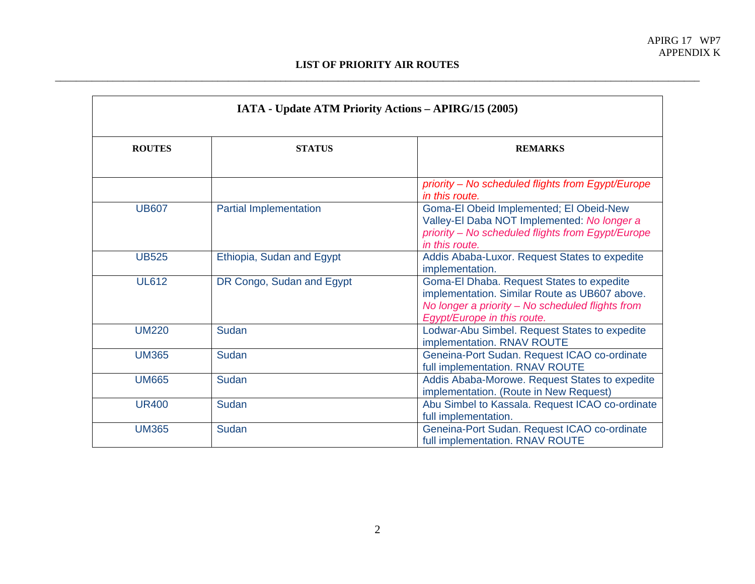## LIST OF PRIORITY AIR ROUTES

| IATA - Update ATM Priority Actions – APIRG/15 (2005) | | |
|---|---|---|
| **ROUTES** | **STATUS** | **REMARKS** |
| | | *priority – No scheduled flights from Egypt/Europe in this route.* |
| UB607 | Partial Implementation | Goma-El Obeid Implemented; El Obeid-New Valley-El Daba NOT Implemented: *No longer a priority – No scheduled flights from Egypt/Europe in this route.* |
| UB525 | Ethiopia, Sudan and Egypt | Addis Ababa-Luxor. Request States to expedite implementation. |
| UL612 | DR Congo, Sudan and Egypt | Goma-El Dhaba. Request States to expedite implementation. Similar Route as UB607 above. *No longer a priority – No scheduled flights from Egypt/Europe in this route.* |
| UM220 | Sudan | Lodwar-Abu Simbel. Request States to expedite implementation. RNAV ROUTE |
| UM365 | Sudan | Geneina-Port Sudan. Request ICAO co-ordinate full implementation. RNAV ROUTE |
| UM665 | Sudan | Addis Ababa-Morowe. Request States to expedite implementation. (Route in New Request) |
| UR400 | Sudan | Abu Simbel to Kassala. Request ICAO co-ordinate full implementation. |
| UM365 | Sudan | Geneina-Port Sudan. Request ICAO co-ordinate full implementation. RNAV ROUTE |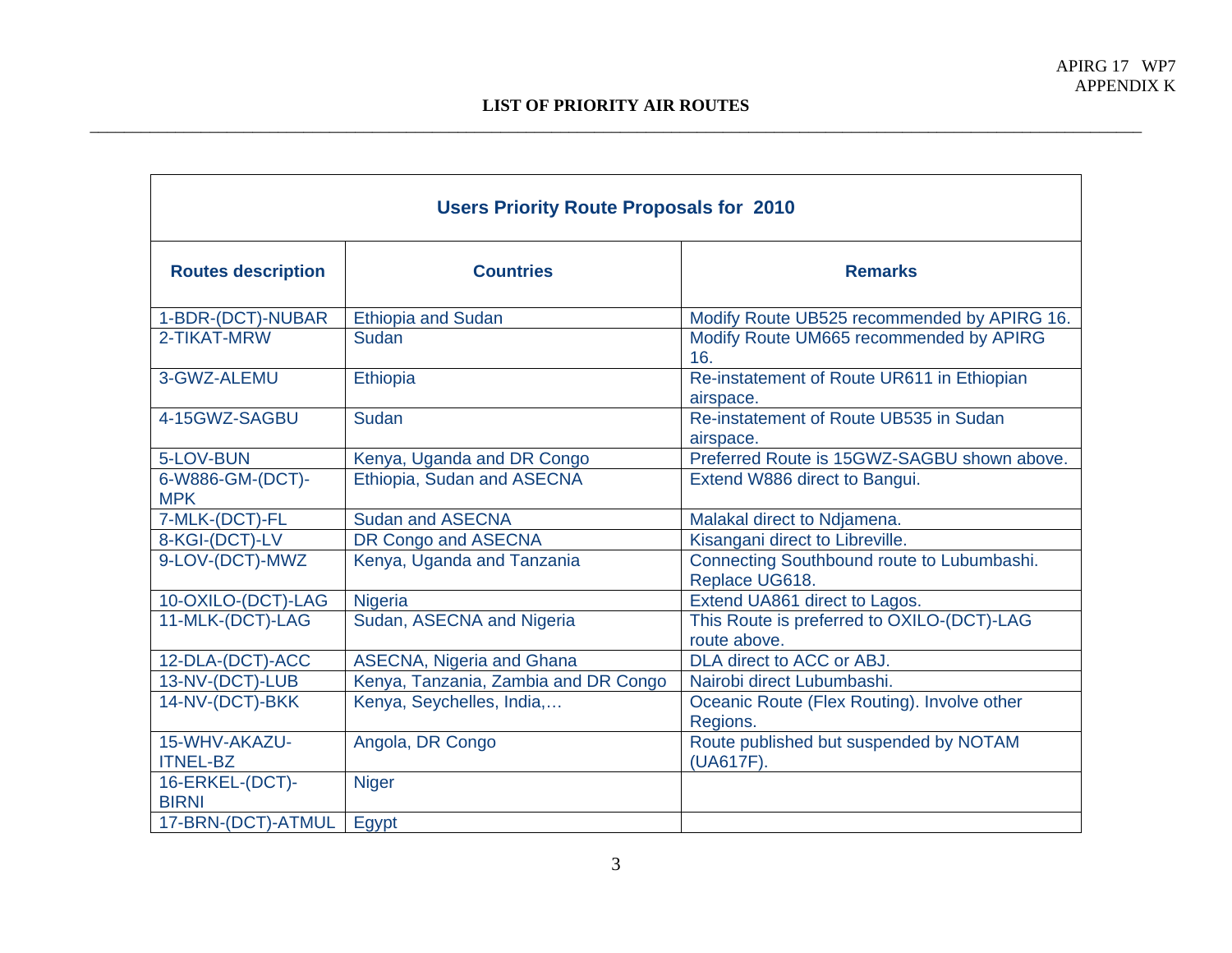APPENDIX K

**LIST OF PRIORITY AIR ROUTES**

| Users Priority Route Proposals for 2010 | | |
|---|---|---|
| **Routes description** | **Countries** | **Remarks** |
| 1-BDR-(DCT)-NUBAR | Ethiopia and Sudan | Modify Route UB525 recommended by APIRG 16. |
| 2-TIKAT-MRW | Sudan | Modify Route UM665 recommended by APIRG 16. |
| 3-GWZ-ALEMU | Ethiopia | Re-instatement of Route UR611 in Ethiopian airspace. |
| 4-15GWZ-SAGBU | Sudan | Re-instatement of Route UB535 in Sudan airspace. |
| 5-LOV-BUN | Kenya, Uganda and DR Congo | Preferred Route is 15GWZ-SAGBU shown above. |
| 6-W886-GM-(DCT)-MPK | Ethiopia, Sudan and ASECNA | Extend W886 direct to Bangui. |
| 7-MLK-(DCT)-FL | Sudan and ASECNA | Malakal direct to Ndjamena. |
| 8-KGI-(DCT)-LV | DR Congo and ASECNA | Kisangani direct to Libreville. |
| 9-LOV-(DCT)-MWZ | Kenya, Uganda and Tanzania | Connecting Southbound route to Lubumbashi. Replace UG618. |
| 10-OXILO-(DCT)-LAG | Nigeria | Extend UA861 direct to Lagos. |
| 11-MLK-(DCT)-LAG | Sudan, ASECNA and Nigeria | This Route is preferred to OXILO-(DCT)-LAG route above. |
| 12-DLA-(DCT)-ACC | ASECNA, Nigeria and Ghana | DLA direct to ACC or ABJ. |
| 13-NV-(DCT)-LUB | Kenya, Tanzania, Zambia and DR Congo | Nairobi direct Lubumbashi. |
| 14-NV-(DCT)-BKK | Kenya, Seychelles, India,… | Oceanic Route (Flex Routing). Involve other Regions. |
| 15-WHV-AKAZU-ITNEL-BZ | Angola, DR Congo | Route published but suspended by NOTAM (UA617F). |
| 16-ERKEL-(DCT)-BIRNI | Niger | |
| 17-BRN-(DCT)-ATMUL | Egypt | |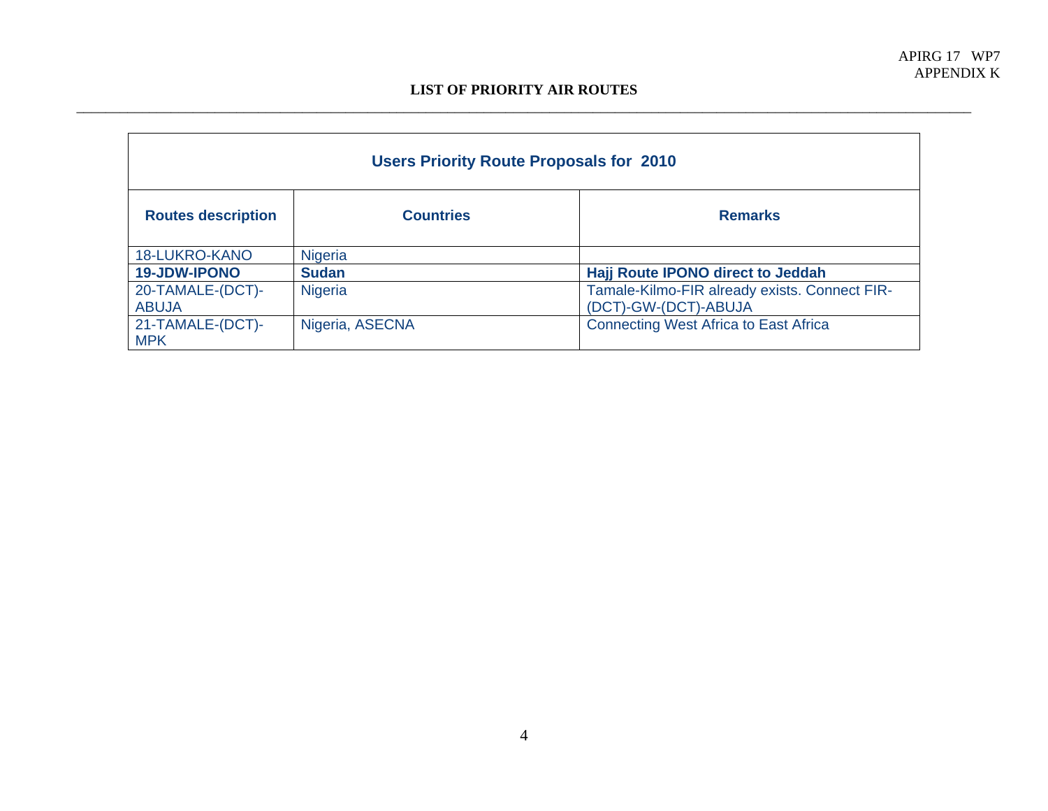## LIST OF PRIORITY AIR ROUTES

| **Users Priority Route Proposals for 2010** | | |
|---|---|---|
| **Routes description** | **Countries** | **Remarks** |
| 18-LUKRO-KANO | Nigeria | |
| **19-JDW-IPONO** | **Sudan** | **Hajj Route IPONO direct to Jeddah** |
| 20-TAMALE-(DCT)-ABUJA | Nigeria | Tamale-Kilmo-FIR already exists. Connect FIR-(DCT)-GW-(DCT)-ABUJA |
| 21-TAMALE-(DCT)-MPK | Nigeria, ASECNA | Connecting West Africa to East Africa |